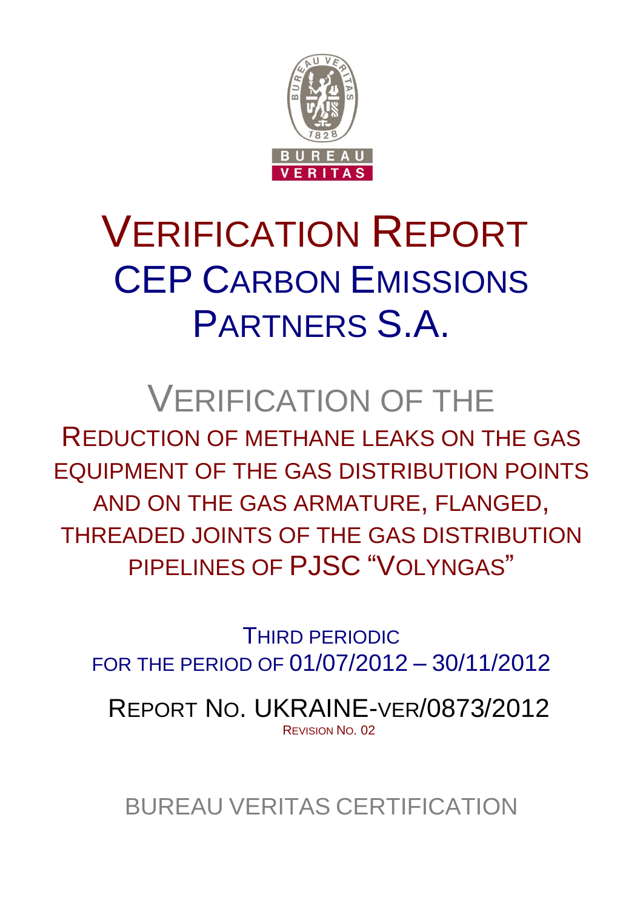# VERIFICATION REPORT

# CEP CARBON EMISSIONS PARTNERS S.A.

## VERIFICATION OF THE

## REDUCTION OF METHANE LEAKS ON THE GAS EQUIPMENT OF THE GAS DISTRIBUTION POINTS AND ON THE GAS ARMATURE, FLANGED, THREADED JOINTS OF THE GAS DISTRIBUTION PIPELINES OF PJSC "VOLYNGAS"

THIRD PERIODIC
FOR THE PERIOD OF 01/07/2012 – 30/11/2012

REPORT NO. UKRAINE-VER/0873/2012
REVISION NO. 02

BUREAU VERITAS CERTIFICATION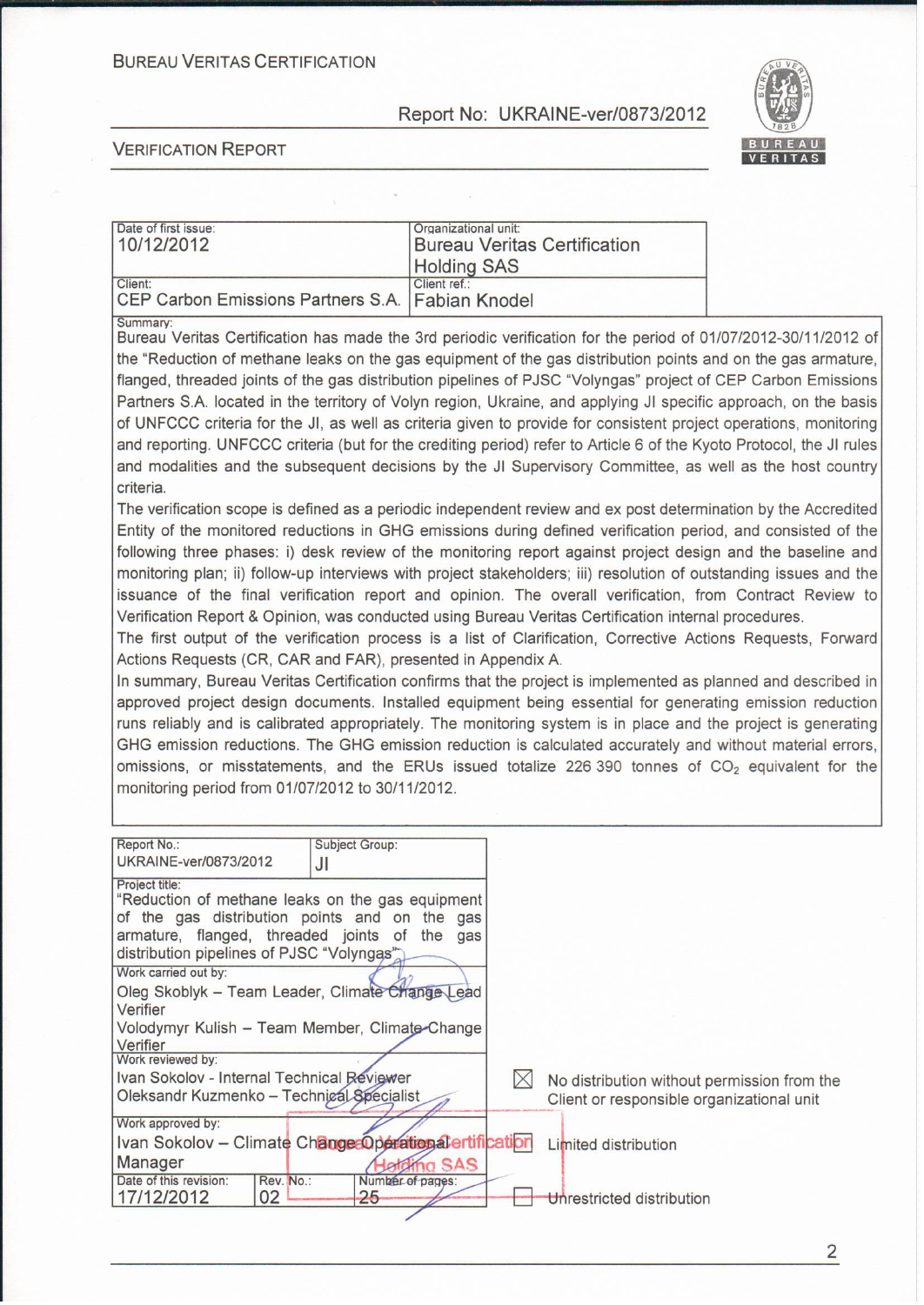BUREAU VERITAS CERTIFICATION

Report No: UKRAINE-ver/0873/2012

VERIFICATION REPORT

| | |
|---|---|
| Date of first issue: 10/12/2012 | Organizational unit: Bureau Veritas Certification Holding SAS |
| Client: CEP Carbon Emissions Partners S.A. | Client ref.: Fabian Knodel |

Summary:

Bureau Veritas Certification has made the 3rd periodic verification for the period of 01/07/2012-30/11/2012 of the "Reduction of methane leaks on the gas equipment of the gas distribution points and on the gas armature, flanged, threaded joints of the gas distribution pipelines of PJSC "Volyngas" project of CEP Carbon Emissions Partners S.A. located in the territory of Volyn region, Ukraine, and applying JI specific approach, on the basis of UNFCCC criteria for the JI, as well as criteria given to provide for consistent project operations, monitoring and reporting. UNFCCC criteria (but for the crediting period) refer to Article 6 of the Kyoto Protocol, the JI rules and modalities and the subsequent decisions by the JI Supervisory Committee, as well as the host country criteria.

The verification scope is defined as a periodic independent review and ex post determination by the Accredited Entity of the monitored reductions in GHG emissions during defined verification period, and consisted of the following three phases: i) desk review of the monitoring report against project design and the baseline and monitoring plan; ii) follow-up interviews with project stakeholders; iii) resolution of outstanding issues and the issuance of the final verification report and opinion. The overall verification, from Contract Review to Verification Report & Opinion, was conducted using Bureau Veritas Certification internal procedures.

The first output of the verification process is a list of Clarification, Corrective Actions Requests, Forward Actions Requests (CR, CAR and FAR), presented in Appendix A.

In summary, Bureau Veritas Certification confirms that the project is implemented as planned and described in approved project design documents. Installed equipment being essential for generating emission reduction runs reliably and is calibrated appropriately. The monitoring system is in place and the project is generating GHG emission reductions. The GHG emission reduction is calculated accurately and without material errors, omissions, or misstatements, and the ERUs issued totalize 226 390 tonnes of $CO_2$ equivalent for the monitoring period from 01/07/2012 to 30/11/2012.

| | | |
|---|---|---|
| Report No.: UKRAINE-ver/0873/2012 | Subject Group: JI | |
| Project title: "Reduction of methane leaks on the gas equipment of the gas distribution points and on the gas armature, flanged, threaded joints of the gas distribution pipelines of PJSC "Volyngas" | | |
| Work carried out by: Oleg Skoblyk – Team Leader, Climate Change Lead Verifier; Volodymyr Kulish – Team Member, Climate Change Verifier | | |
| Work reviewed by: Ivan Sokolov - Internal Technical Reviewer; Oleksandr Kuzmenko – Technical Specialist | | |
| Work approved by: Ivan Sokolov – Climate Change Operational Manager | | |
| Date of this revision: 17/12/2012 | Rev. No.: 02 | Number of pages: 25 |

☒ No distribution without permission from the Client or responsible organizational unit

☐ Limited distribution

☐ Unrestricted distribution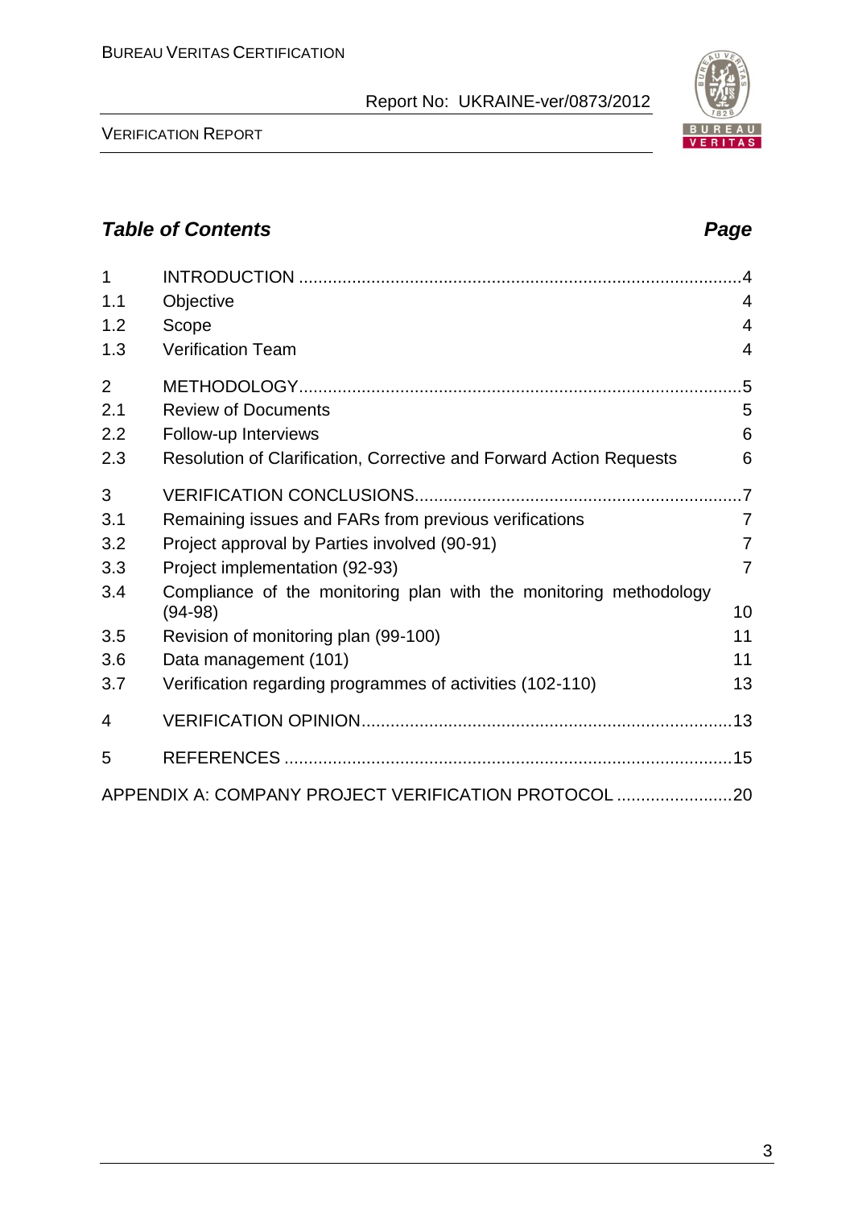## *Table of Contents* *Page*

| | | |
|---|---|---|
| 1 | INTRODUCTION | 4 |
| 1.1 | Objective | 4 |
| 1.2 | Scope | 4 |
| 1.3 | Verification Team | 4 |
| 2 | METHODOLOGY | 5 |
| 2.1 | Review of Documents | 5 |
| 2.2 | Follow-up Interviews | 6 |
| 2.3 | Resolution of Clarification, Corrective and Forward Action Requests | 6 |
| 3 | VERIFICATION CONCLUSIONS | 7 |
| 3.1 | Remaining issues and FARs from previous verifications | 7 |
| 3.2 | Project approval by Parties involved (90-91) | 7 |
| 3.3 | Project implementation (92-93) | 7 |
| 3.4 | Compliance of the monitoring plan with the monitoring methodology (94-98) | 10 |
| 3.5 | Revision of monitoring plan (99-100) | 11 |
| 3.6 | Data management (101) | 11 |
| 3.7 | Verification regarding programmes of activities (102-110) | 13 |
| 4 | VERIFICATION OPINION | 13 |
| 5 | REFERENCES | 15 |
| | APPENDIX A: COMPANY PROJECT VERIFICATION PROTOCOL | 20 |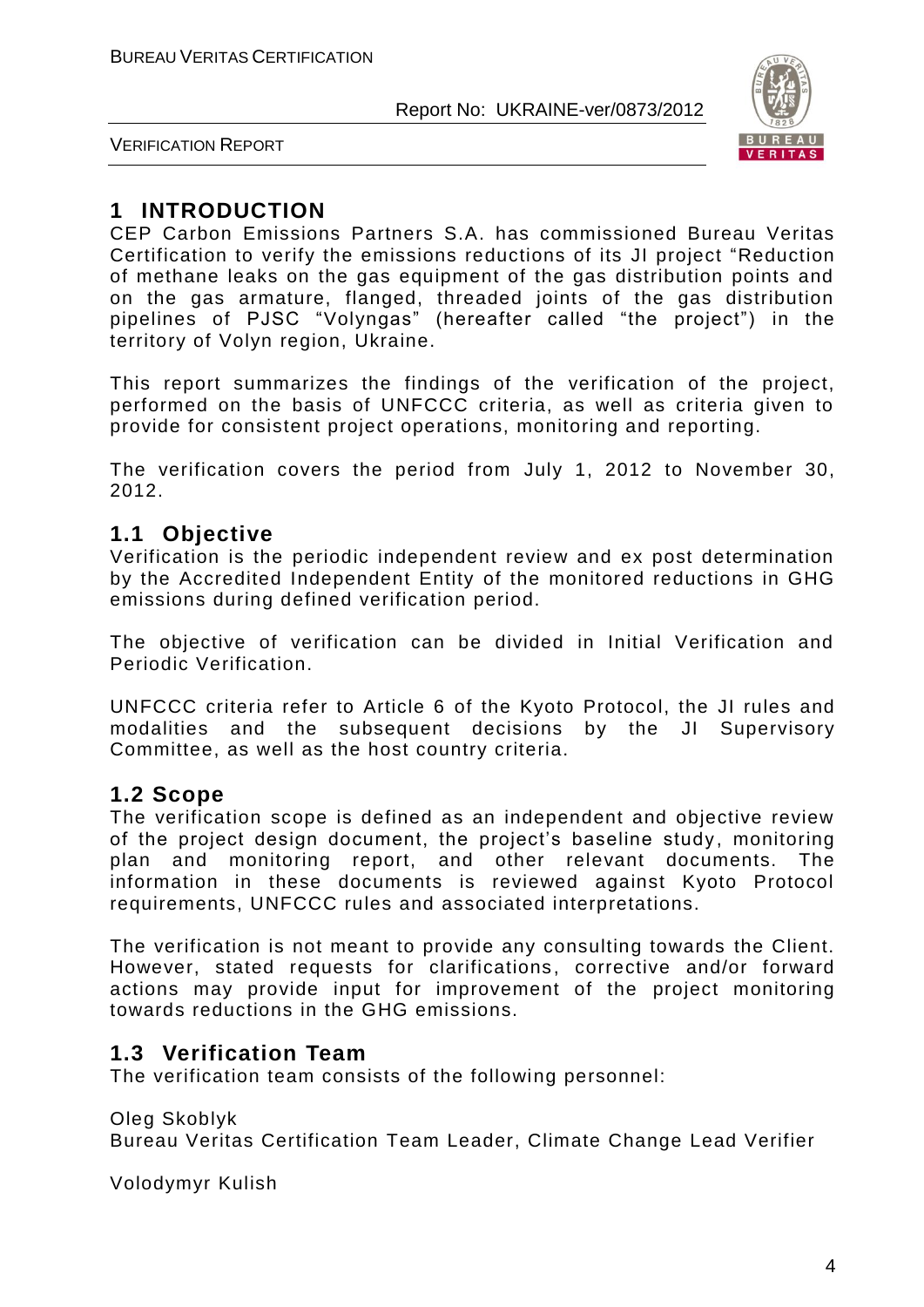# 1 INTRODUCTION

CEP Carbon Emissions Partners S.A. has commissioned Bureau Veritas Certification to verify the emissions reductions of its JI project "Reduction of methane leaks on the gas equipment of the gas distribution points and on the gas armature, flanged, threaded joints of the gas distribution pipelines of PJSC "Volyngas" (hereafter called "the project") in the territory of Volyn region, Ukraine.

This report summarizes the findings of the verification of the project, performed on the basis of UNFCCC criteria, as well as criteria given to provide for consistent project operations, monitoring and reporting.

The verification covers the period from July 1, 2012 to November 30, 2012.

## 1.1 Objective

Verification is the periodic independent review and ex post determination by the Accredited Independent Entity of the monitored reductions in GHG emissions during defined verification period.

The objective of verification can be divided in Initial Verification and Periodic Verification.

UNFCCC criteria refer to Article 6 of the Kyoto Protocol, the JI rules and modalities and the subsequent decisions by the JI Supervisory Committee, as well as the host country criteria.

## 1.2 Scope

The verification scope is defined as an independent and objective review of the project design document, the project's baseline study, monitoring plan and monitoring report, and other relevant documents. The information in these documents is reviewed against Kyoto Protocol requirements, UNFCCC rules and associated interpretations.

The verification is not meant to provide any consulting towards the Client. However, stated requests for clarifications, corrective and/or forward actions may provide input for improvement of the project monitoring towards reductions in the GHG emissions.

## 1.3 Verification Team

The verification team consists of the following personnel:

Oleg Skoblyk
Bureau Veritas Certification Team Leader, Climate Change Lead Verifier

Volodymyr Kulish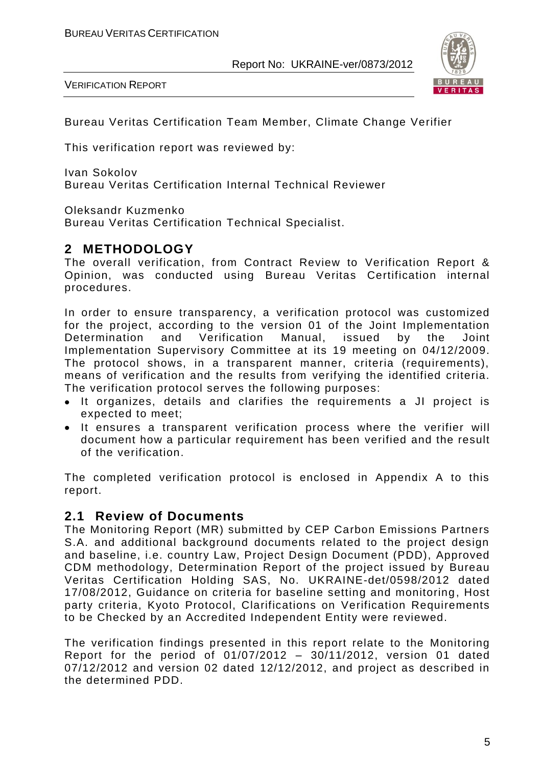Bureau Veritas Certification Team Member, Climate Change Verifier

This verification report was reviewed by:

Ivan Sokolov
Bureau Veritas Certification Internal Technical Reviewer

Oleksandr Kuzmenko
Bureau Veritas Certification Technical Specialist.

## 2 METHODOLOGY

The overall verification, from Contract Review to Verification Report & Opinion, was conducted using Bureau Veritas Certification internal procedures.

In order to ensure transparency, a verification protocol was customized for the project, according to the version 01 of the Joint Implementation Determination and Verification Manual, issued by the Joint Implementation Supervisory Committee at its 19 meeting on 04/12/2009. The protocol shows, in a transparent manner, criteria (requirements), means of verification and the results from verifying the identified criteria. The verification protocol serves the following purposes:

- It organizes, details and clarifies the requirements a JI project is expected to meet;
- It ensures a transparent verification process where the verifier will document how a particular requirement has been verified and the result of the verification.

The completed verification protocol is enclosed in Appendix A to this report.

### 2.1 Review of Documents

The Monitoring Report (MR) submitted by CEP Carbon Emissions Partners S.A. and additional background documents related to the project design and baseline, i.e. country Law, Project Design Document (PDD), Approved CDM methodology, Determination Report of the project issued by Bureau Veritas Certification Holding SAS, No. UKRAINE-det/0598/2012 dated 17/08/2012, Guidance on criteria for baseline setting and monitoring, Host party criteria, Kyoto Protocol, Clarifications on Verification Requirements to be Checked by an Accredited Independent Entity were reviewed.

The verification findings presented in this report relate to the Monitoring Report for the period of 01/07/2012 – 30/11/2012, version 01 dated 07/12/2012 and version 02 dated 12/12/2012, and project as described in the determined PDD.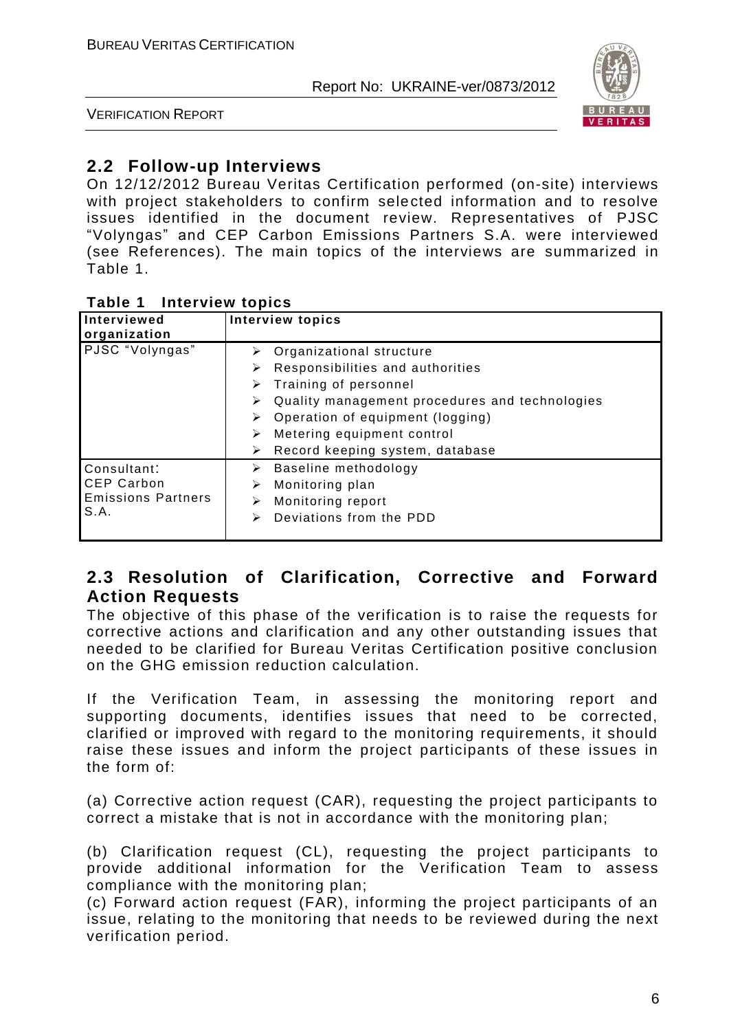## 2.2 Follow-up Interviews

On 12/12/2012 Bureau Veritas Certification performed (on-site) interviews with project stakeholders to confirm selected information and to resolve issues identified in the document review. Representatives of PJSC "Volyngas" and CEP Carbon Emissions Partners S.A. were interviewed (see References). The main topics of the interviews are summarized in Table 1.

**Table 1 Interview topics**

| Interviewed organization | Interview topics |
|---|---|
| PJSC "Volyngas" | ➢ Organizational structure<br>➢ Responsibilities and authorities<br>➢ Training of personnel<br>➢ Quality management procedures and technologies<br>➢ Operation of equipment (logging)<br>➢ Metering equipment control<br>➢ Record keeping system, database |
| Consultant: CEP Carbon Emissions Partners S.A. | ➢ Baseline methodology<br>➢ Monitoring plan<br>➢ Monitoring report<br>➢ Deviations from the PDD |

## 2.3 Resolution of Clarification, Corrective and Forward Action Requests

The objective of this phase of the verification is to raise the requests for corrective actions and clarification and any other outstanding issues that needed to be clarified for Bureau Veritas Certification positive conclusion on the GHG emission reduction calculation.

If the Verification Team, in assessing the monitoring report and supporting documents, identifies issues that need to be corrected, clarified or improved with regard to the monitoring requirements, it should raise these issues and inform the project participants of these issues in the form of:

(a) Corrective action request (CAR), requesting the project participants to correct a mistake that is not in accordance with the monitoring plan;

(b) Clarification request (CL), requesting the project participants to provide additional information for the Verification Team to assess compliance with the monitoring plan;

(c) Forward action request (FAR), informing the project participants of an issue, relating to the monitoring that needs to be reviewed during the next verification period.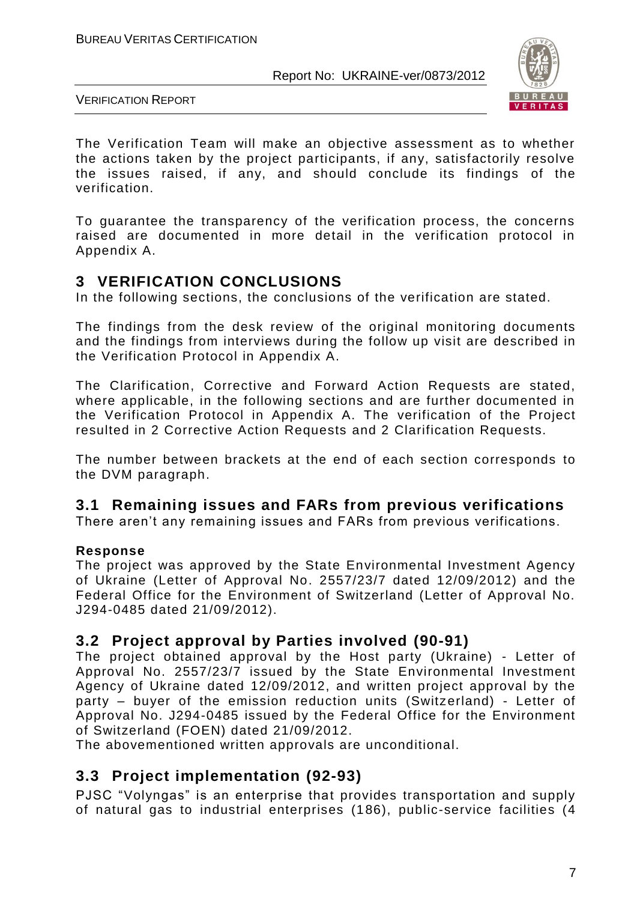The Verification Team will make an objective assessment as to whether the actions taken by the project participants, if any, satisfactorily resolve the issues raised, if any, and should conclude its findings of the verification.

To guarantee the transparency of the verification process, the concerns raised are documented in more detail in the verification protocol in Appendix A.

# 3 VERIFICATION CONCLUSIONS

In the following sections, the conclusions of the verification are stated.

The findings from the desk review of the original monitoring documents and the findings from interviews during the follow up visit are described in the Verification Protocol in Appendix A.

The Clarification, Corrective and Forward Action Requests are stated, where applicable, in the following sections and are further documented in the Verification Protocol in Appendix A. The verification of the Project resulted in 2 Corrective Action Requests and 2 Clarification Requests.

The number between brackets at the end of each section corresponds to the DVM paragraph.

## 3.1 Remaining issues and FARs from previous verifications

There aren't any remaining issues and FARs from previous verifications.

**Response**

The project was approved by the State Environmental Investment Agency of Ukraine (Letter of Approval No. 2557/23/7 dated 12/09/2012) and the Federal Office for the Environment of Switzerland (Letter of Approval No. J294-0485 dated 21/09/2012).

## 3.2 Project approval by Parties involved (90-91)

The project obtained approval by the Host party (Ukraine) - Letter of Approval No. 2557/23/7 issued by the State Environmental Investment Agency of Ukraine dated 12/09/2012, and written project approval by the party – buyer of the emission reduction units (Switzerland) - Letter of Approval No. J294-0485 issued by the Federal Office for the Environment of Switzerland (FOEN) dated 21/09/2012.
The abovementioned written approvals are unconditional.

## 3.3 Project implementation (92-93)

PJSC "Volyngas" is an enterprise that provides transportation and supply of natural gas to industrial enterprises (186), public-service facilities (4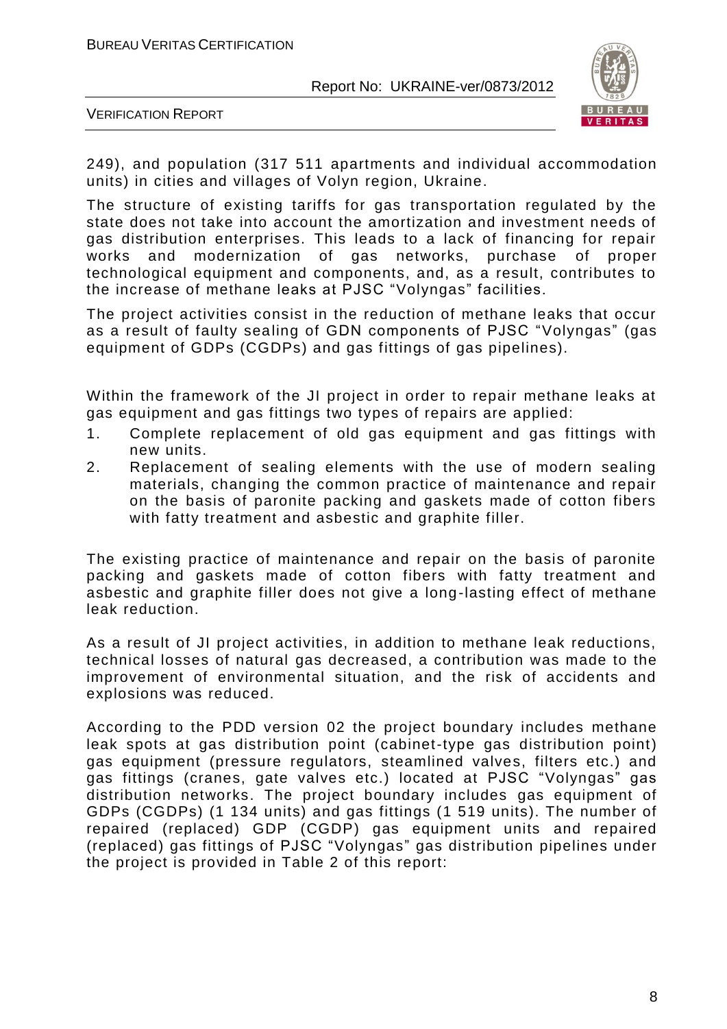249), and population (317 511 apartments and individual accommodation units) in cities and villages of Volyn region, Ukraine.

The structure of existing tariffs for gas transportation regulated by the state does not take into account the amortization and investment needs of gas distribution enterprises. This leads to a lack of financing for repair works and modernization of gas networks, purchase of proper technological equipment and components, and, as a result, contributes to the increase of methane leaks at PJSC "Volyngas" facilities.

The project activities consist in the reduction of methane leaks that occur as a result of faulty sealing of GDN components of PJSC "Volyngas" (gas equipment of GDPs (CGDPs) and gas fittings of gas pipelines).

Within the framework of the JI project in order to repair methane leaks at gas equipment and gas fittings two types of repairs are applied:

1. Complete replacement of old gas equipment and gas fittings with new units.
2. Replacement of sealing elements with the use of modern sealing materials, changing the common practice of maintenance and repair on the basis of paronite packing and gaskets made of cotton fibers with fatty treatment and asbestic and graphite filler.

The existing practice of maintenance and repair on the basis of paronite packing and gaskets made of cotton fibers with fatty treatment and asbestic and graphite filler does not give a long-lasting effect of methane leak reduction.

As a result of JI project activities, in addition to methane leak reductions, technical losses of natural gas decreased, a contribution was made to the improvement of environmental situation, and the risk of accidents and explosions was reduced.

According to the PDD version 02 the project boundary includes methane leak spots at gas distribution point (cabinet-type gas distribution point) gas equipment (pressure regulators, steamlined valves, filters etc.) and gas fittings (cranes, gate valves etc.) located at PJSC "Volyngas" gas distribution networks. The project boundary includes gas equipment of GDPs (CGDPs) (1 134 units) and gas fittings (1 519 units). The number of repaired (replaced) GDP (CGDP) gas equipment units and repaired (replaced) gas fittings of PJSC "Volyngas" gas distribution pipelines under the project is provided in Table 2 of this report: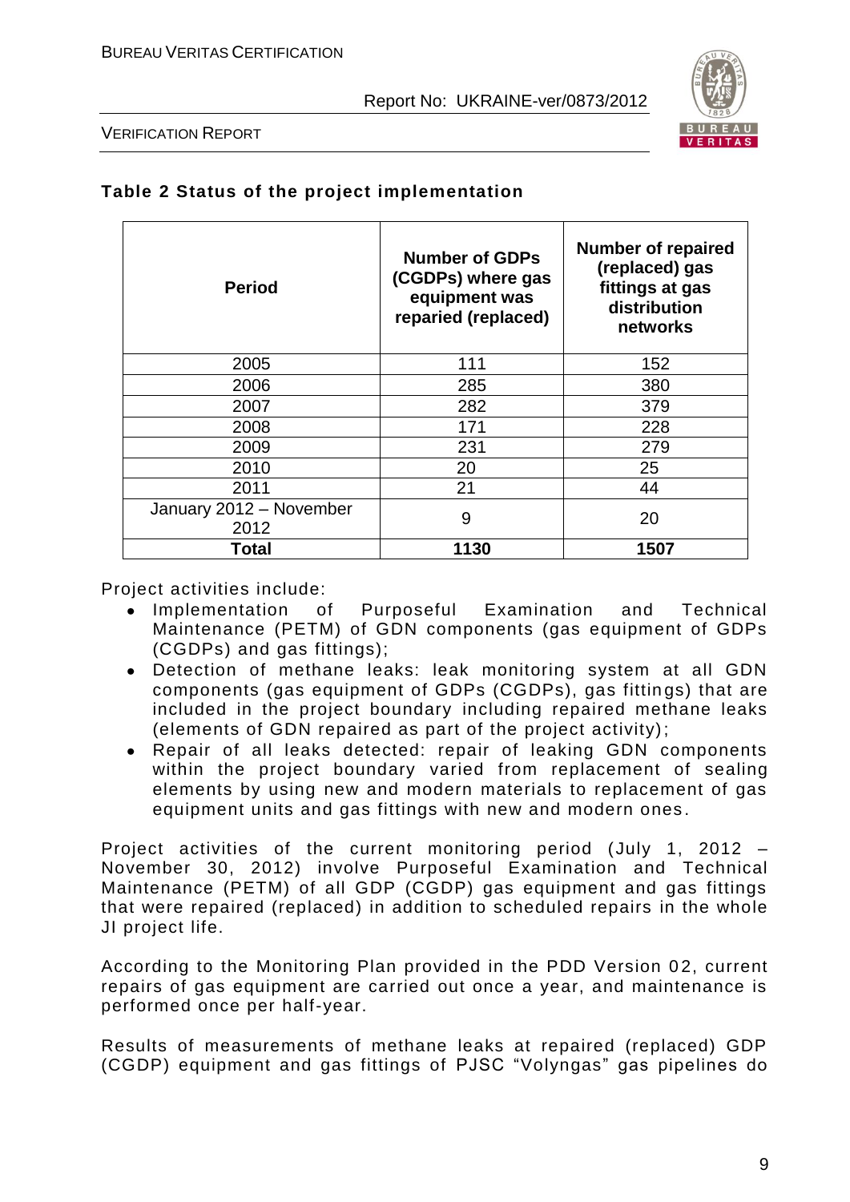**Table 2 Status of the project implementation**

| Period | Number of GDPs (CGDPs) where gas equipment was reparied (replaced) | Number of repaired (replaced) gas fittings at gas distribution networks |
|---|---|---|
| 2005 | 111 | 152 |
| 2006 | 285 | 380 |
| 2007 | 282 | 379 |
| 2008 | 171 | 228 |
| 2009 | 231 | 279 |
| 2010 | 20 | 25 |
| 2011 | 21 | 44 |
| January 2012 – November 2012 | 9 | 20 |
| **Total** | **1130** | **1507** |

Project activities include:

- Implementation of Purposeful Examination and Technical Maintenance (PETM) of GDN components (gas equipment of GDPs (CGDPs) and gas fittings);
- Detection of methane leaks: leak monitoring system at all GDN components (gas equipment of GDPs (CGDPs), gas fittings) that are included in the project boundary including repaired methane leaks (elements of GDN repaired as part of the project activity);
- Repair of all leaks detected: repair of leaking GDN components within the project boundary varied from replacement of sealing elements by using new and modern materials to replacement of gas equipment units and gas fittings with new and modern ones.

Project activities of the current monitoring period (July 1, 2012 – November 30, 2012) involve Purposeful Examination and Technical Maintenance (PETM) of all GDP (CGDP) gas equipment and gas fittings that were repaired (replaced) in addition to scheduled repairs in the whole JI project life.

According to the Monitoring Plan provided in the PDD Version 02, current repairs of gas equipment are carried out once a year, and maintenance is performed once per half-year.

Results of measurements of methane leaks at repaired (replaced) GDP (CGDP) equipment and gas fittings of PJSC "Volyngas" gas pipelines do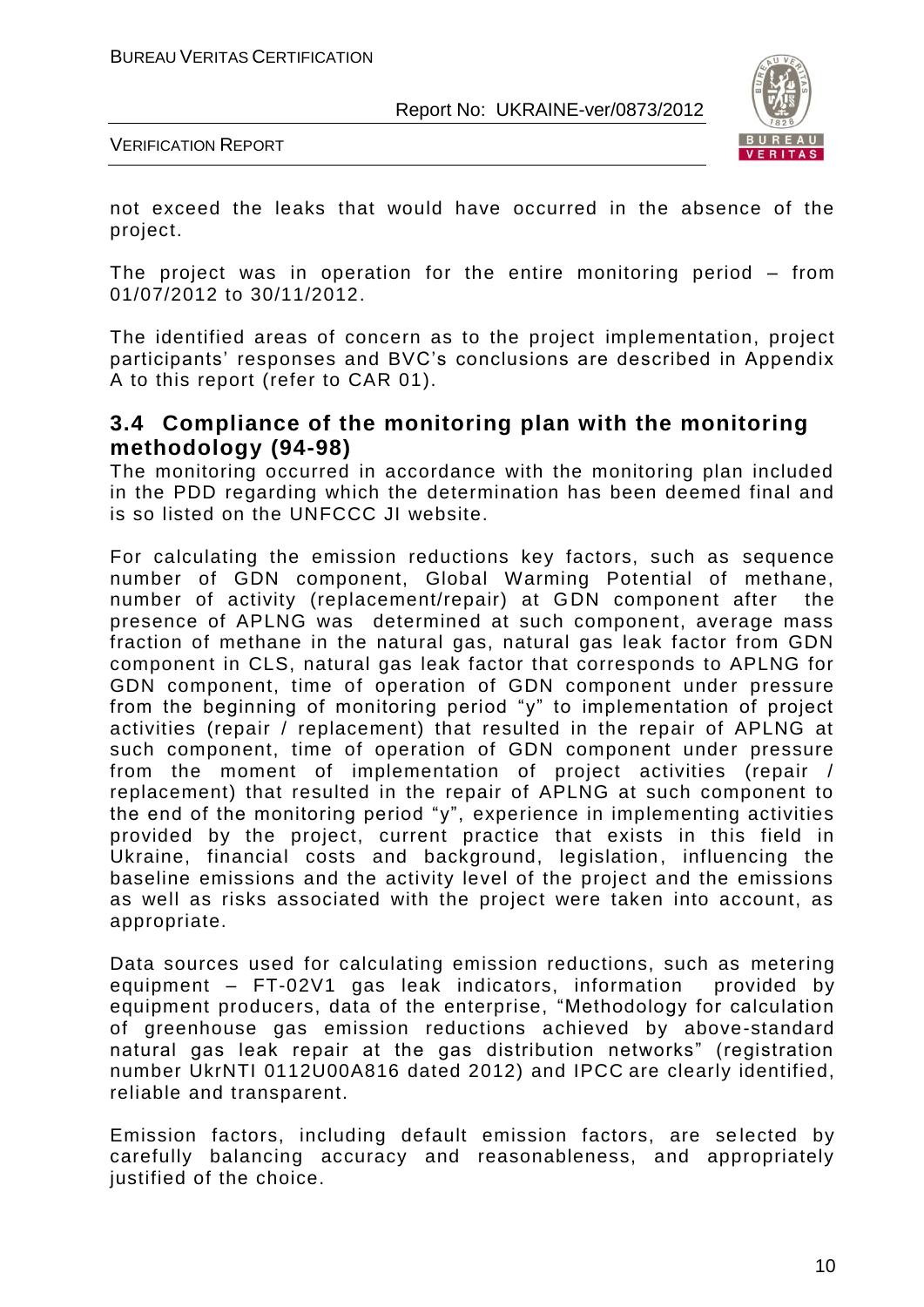not exceed the leaks that would have occurred in the absence of the project.

The project was in operation for the entire monitoring period – from 01/07/2012 to 30/11/2012.

The identified areas of concern as to the project implementation, project participants' responses and BVC's conclusions are described in Appendix A to this report (refer to CAR 01).

## 3.4 Compliance of the monitoring plan with the monitoring methodology (94-98)

The monitoring occurred in accordance with the monitoring plan included in the PDD regarding which the determination has been deemed final and is so listed on the UNFCCC JI website.

For calculating the emission reductions key factors, such as sequence number of GDN component, Global Warming Potential of methane, number of activity (replacement/repair) at GDN component after the presence of APLNG was determined at such component, average mass fraction of methane in the natural gas, natural gas leak factor from GDN component in CLS, natural gas leak factor that corresponds to APLNG for GDN component, time of operation of GDN component under pressure from the beginning of monitoring period "y" to implementation of project activities (repair / replacement) that resulted in the repair of APLNG at such component, time of operation of GDN component under pressure from the moment of implementation of project activities (repair / replacement) that resulted in the repair of APLNG at such component to the end of the monitoring period "y", experience in implementing activities provided by the project, current practice that exists in this field in Ukraine, financial costs and background, legislation, influencing the baseline emissions and the activity level of the project and the emissions as well as risks associated with the project were taken into account, as appropriate.

Data sources used for calculating emission reductions, such as metering equipment – FT-02V1 gas leak indicators, information provided by equipment producers, data of the enterprise, "Methodology for calculation of greenhouse gas emission reductions achieved by above-standard natural gas leak repair at the gas distribution networks" (registration number UkrNTI 0112U00A816 dated 2012) and IPCC are clearly identified, reliable and transparent.

Emission factors, including default emission factors, are selected by carefully balancing accuracy and reasonableness, and appropriately justified of the choice.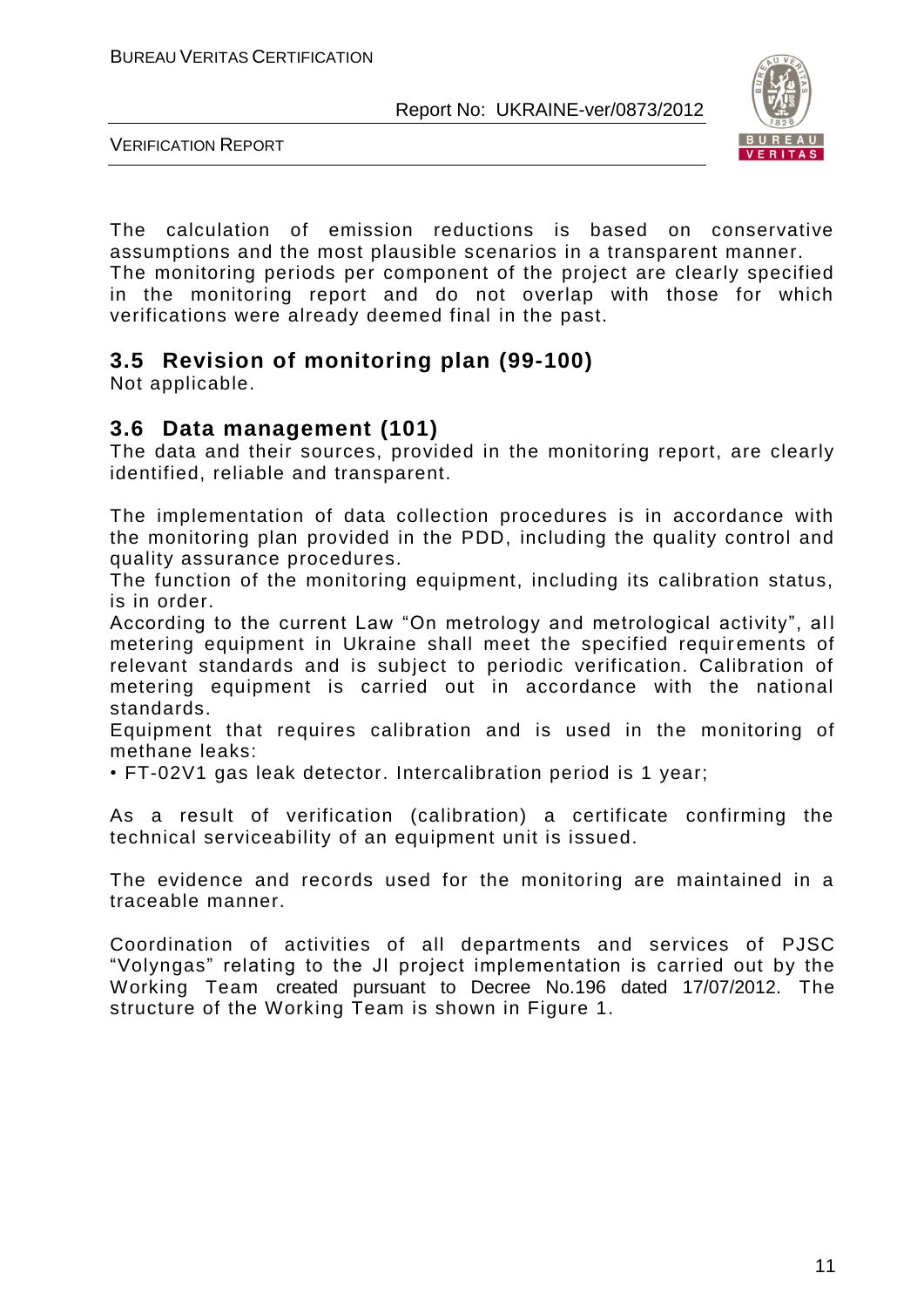The calculation of emission reductions is based on conservative assumptions and the most plausible scenarios in a transparent manner.
The monitoring periods per component of the project are clearly specified in the monitoring report and do not overlap with those for which verifications were already deemed final in the past.

## 3.5 Revision of monitoring plan (99-100)

Not applicable.

## 3.6 Data management (101)

The data and their sources, provided in the monitoring report, are clearly identified, reliable and transparent.

The implementation of data collection procedures is in accordance with the monitoring plan provided in the PDD, including the quality control and quality assurance procedures.
The function of the monitoring equipment, including its calibration status, is in order.
According to the current Law "On metrology and metrological activity", all metering equipment in Ukraine shall meet the specified requirements of relevant standards and is subject to periodic verification. Calibration of metering equipment is carried out in accordance with the national standards.
Equipment that requires calibration and is used in the monitoring of methane leaks:
• FT-02V1 gas leak detector. Intercalibration period is 1 year;

As a result of verification (calibration) a certificate confirming the technical serviceability of an equipment unit is issued.

The evidence and records used for the monitoring are maintained in a traceable manner.

Coordination of activities of all departments and services of PJSC "Volyngas" relating to the JI project implementation is carried out by the Working Team created pursuant to Decree No.196 dated 17/07/2012. The structure of the Working Team is shown in Figure 1.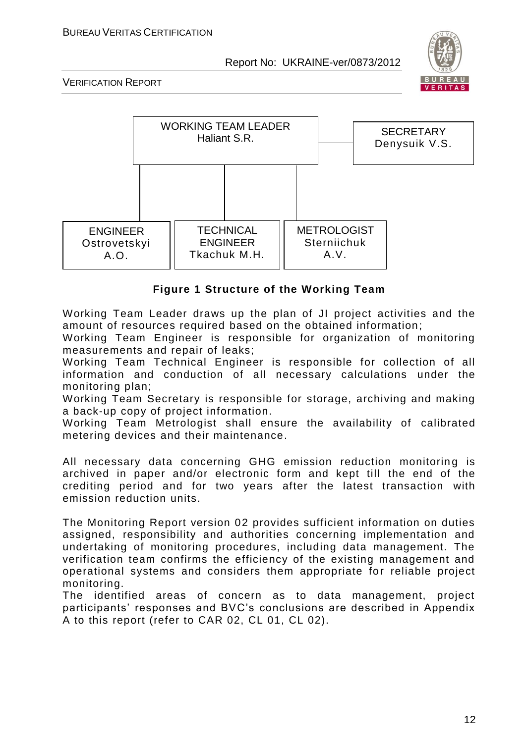WORKING TEAM LEADER
Haliant S.R.

SECRETARY
Denysuik V.S.

ENGINEER
Ostrovetskyi
A.O.

TECHNICAL
ENGINEER
Tkachuk M.H.

METROLOGIST
Sterniichuk
A.V.

**Figure 1 Structure of the Working Team**

Working Team Leader draws up the plan of JI project activities and the amount of resources required based on the obtained information;
Working Team Engineer is responsible for organization of monitoring measurements and repair of leaks;
Working Team Technical Engineer is responsible for collection of all information and conduction of all necessary calculations under the monitoring plan;
Working Team Secretary is responsible for storage, archiving and making a back-up copy of project information.
Working Team Metrologist shall ensure the availability of calibrated metering devices and their maintenance.

All necessary data concerning GHG emission reduction monitoring is archived in paper and/or electronic form and kept till the end of the crediting period and for two years after the latest transaction with emission reduction units.

The Monitoring Report version 02 provides sufficient information on duties assigned, responsibility and authorities concerning implementation and undertaking of monitoring procedures, including data management. The verification team confirms the efficiency of the existing management and operational systems and considers them appropriate for reliable project monitoring.
The identified areas of concern as to data management, project participants' responses and BVC's conclusions are described in Appendix A to this report (refer to CAR 02, CL 01, CL 02).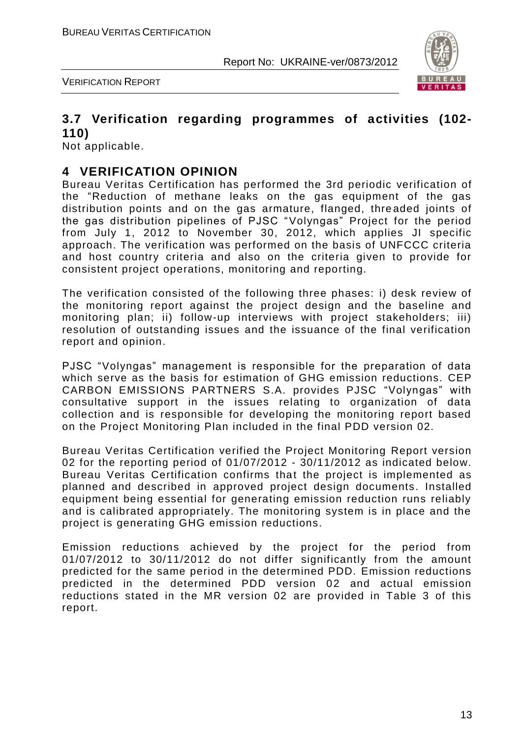## 3.7 Verification regarding programmes of activities (102-110)

Not applicable.

# 4 VERIFICATION OPINION

Bureau Veritas Certification has performed the 3rd periodic verification of the "Reduction of methane leaks on the gas equipment of the gas distribution points and on the gas armature, flanged, threaded joints of the gas distribution pipelines of PJSC "Volyngas" Project for the period from July 1, 2012 to November 30, 2012, which applies JI specific approach. The verification was performed on the basis of UNFCCC criteria and host country criteria and also on the criteria given to provide for consistent project operations, monitoring and reporting.

The verification consisted of the following three phases: i) desk review of the monitoring report against the project design and the baseline and monitoring plan; ii) follow-up interviews with project stakeholders; iii) resolution of outstanding issues and the issuance of the final verification report and opinion.

PJSC "Volyngas" management is responsible for the preparation of data which serve as the basis for estimation of GHG emission reductions. CEP CARBON EMISSIONS PARTNERS S.A. provides PJSC "Volyngas" with consultative support in the issues relating to organization of data collection and is responsible for developing the monitoring report based on the Project Monitoring Plan included in the final PDD version 02.

Bureau Veritas Certification verified the Project Monitoring Report version 02 for the reporting period of 01/07/2012 - 30/11/2012 as indicated below. Bureau Veritas Certification confirms that the project is implemented as planned and described in approved project design documents. Installed equipment being essential for generating emission reduction runs reliably and is calibrated appropriately. The monitoring system is in place and the project is generating GHG emission reductions.

Emission reductions achieved by the project for the period from 01/07/2012 to 30/11/2012 do not differ significantly from the amount predicted for the same period in the determined PDD. Emission reductions predicted in the determined PDD version 02 and actual emission reductions stated in the MR version 02 are provided in Table 3 of this report.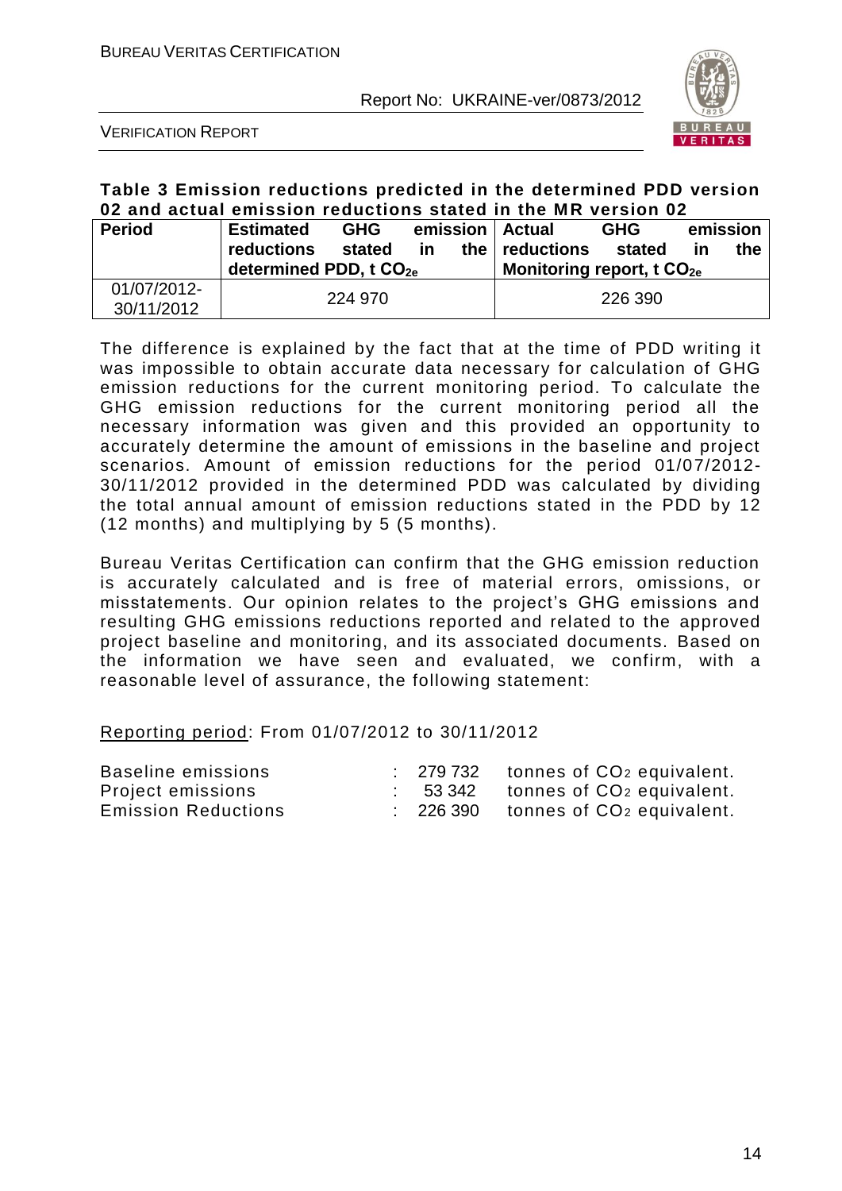**Table 3 Emission reductions predicted in the determined PDD version 02 and actual emission reductions stated in the MR version 02**

| Period | Estimated GHG emission reductions stated in the determined PDD, t $CO_{2e}$ | Actual GHG emission reductions stated in the Monitoring report, t $CO_{2e}$ |
|---|---|---|
| 01/07/2012-30/11/2012 | 224 970 | 226 390 |

The difference is explained by the fact that at the time of PDD writing it was impossible to obtain accurate data necessary for calculation of GHG emission reductions for the current monitoring period. To calculate the GHG emission reductions for the current monitoring period all the necessary information was given and this provided an opportunity to accurately determine the amount of emissions in the baseline and project scenarios. Amount of emission reductions for the period 01/07/2012-30/11/2012 provided in the determined PDD was calculated by dividing the total annual amount of emission reductions stated in the PDD by 12 (12 months) and multiplying by 5 (5 months).

Bureau Veritas Certification can confirm that the GHG emission reduction is accurately calculated and is free of material errors, omissions, or misstatements. Our opinion relates to the project's GHG emissions and resulting GHG emissions reductions reported and related to the approved project baseline and monitoring, and its associated documents. Based on the information we have seen and evaluated, we confirm, with a reasonable level of assurance, the following statement:

Reporting period: From 01/07/2012 to 30/11/2012

| | | |
|---|---|---|
| Baseline emissions | : 279 732 | tonnes of $CO_2$ equivalent. |
| Project emissions | : 53 342 | tonnes of $CO_2$ equivalent. |
| Emission Reductions | : 226 390 | tonnes of $CO_2$ equivalent. |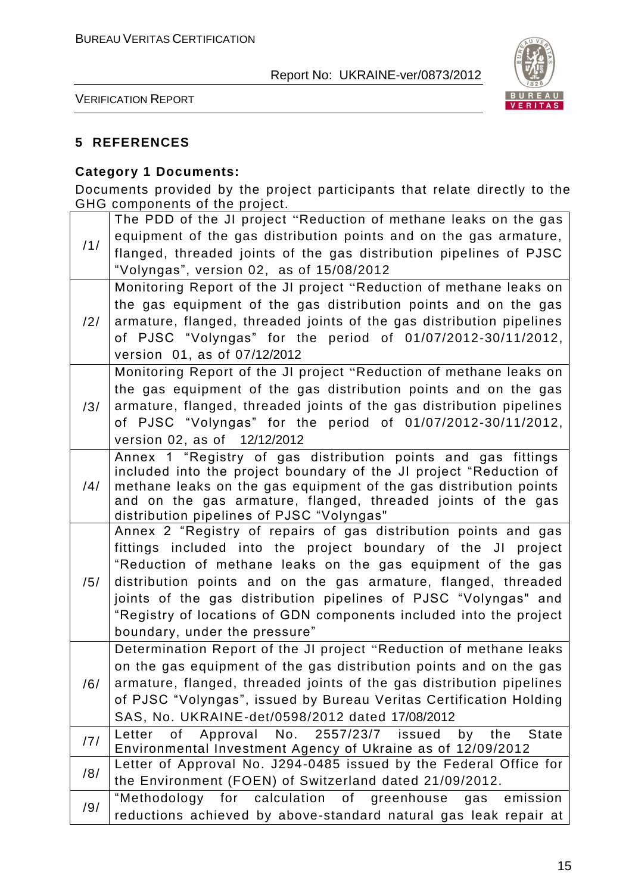## 5 REFERENCES

**Category 1 Documents:**

Documents provided by the project participants that relate directly to the GHG components of the project.

| | |
|---|---|
| /1/ | The PDD of the JI project "Reduction of methane leaks on the gas equipment of the gas distribution points and on the gas armature, flanged, threaded joints of the gas distribution pipelines of PJSC "Volyngas", version 02, as of 15/08/2012 |
| /2/ | Monitoring Report of the JI project "Reduction of methane leaks on the gas equipment of the gas distribution points and on the gas armature, flanged, threaded joints of the gas distribution pipelines of PJSC "Volyngas" for the period of 01/07/2012-30/11/2012, version 01, as of 07/12/2012 |
| /3/ | Monitoring Report of the JI project "Reduction of methane leaks on the gas equipment of the gas distribution points and on the gas armature, flanged, threaded joints of the gas distribution pipelines of PJSC "Volyngas" for the period of 01/07/2012-30/11/2012, version 02, as of 12/12/2012 |
| /4/ | Annex 1 "Registry of gas distribution points and gas fittings included into the project boundary of the JI project "Reduction of methane leaks on the gas equipment of the gas distribution points and on the gas armature, flanged, threaded joints of the gas distribution pipelines of PJSC "Volyngas" |
| /5/ | Annex 2 "Registry of repairs of gas distribution points and gas fittings included into the project boundary of the JI project "Reduction of methane leaks on the gas equipment of the gas distribution points and on the gas armature, flanged, threaded joints of the gas distribution pipelines of PJSC "Volyngas" and "Registry of locations of GDN components included into the project boundary, under the pressure" |
| /6/ | Determination Report of the JI project "Reduction of methane leaks on the gas equipment of the gas distribution points and on the gas armature, flanged, threaded joints of the gas distribution pipelines of PJSC "Volyngas", issued by Bureau Veritas Certification Holding SAS, No. UKRAINE-det/0598/2012 dated 17/08/2012 |
| /7/ | Letter of Approval No. 2557/23/7 issued by the State Environmental Investment Agency of Ukraine as of 12/09/2012 |
| /8/ | Letter of Approval No. J294-0485 issued by the Federal Office for the Environment (FOEN) of Switzerland dated 21/09/2012. |
| /9/ | "Methodology for calculation of greenhouse gas emission reductions achieved by above-standard natural gas leak repair at |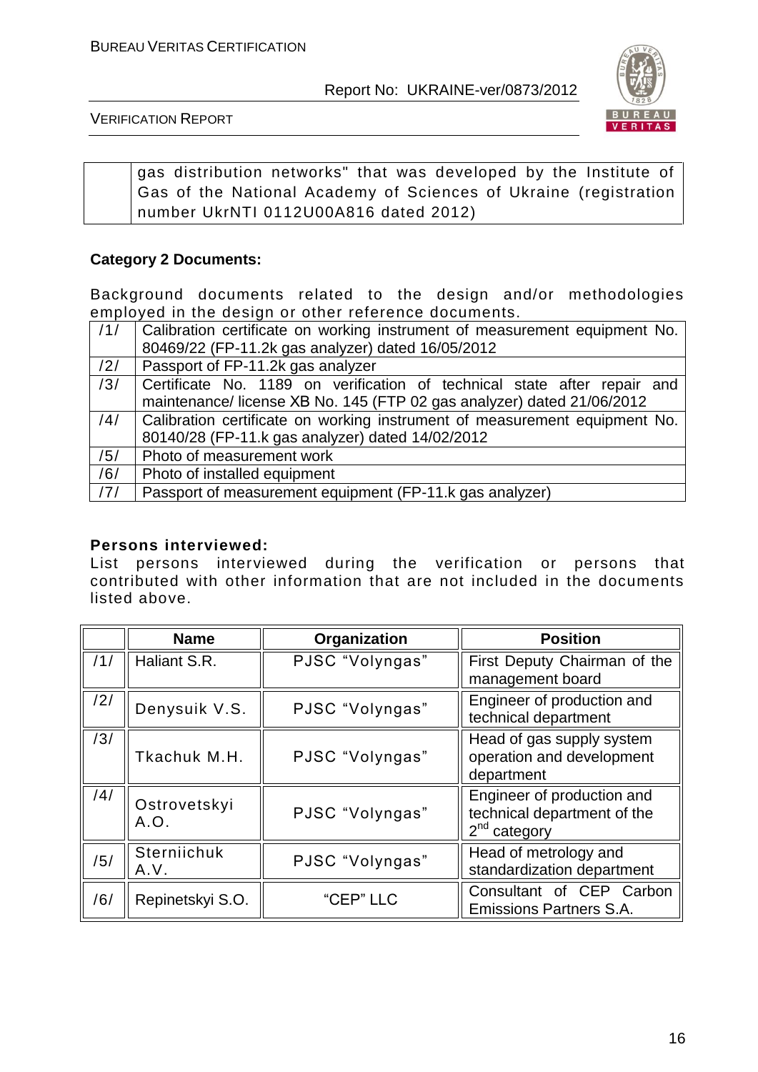| | |
|---|---|
| | gas distribution networks" that was developed by the Institute of Gas of the National Academy of Sciences of Ukraine (registration number UkrNTI 0112U00A816 dated 2012) |

**Category 2 Documents:**

Background documents related to the design and/or methodologies employed in the design or other reference documents.

| | |
|---|---|
| /1/ | Calibration certificate on working instrument of measurement equipment No. 80469/22 (FP-11.2k gas analyzer) dated 16/05/2012 |
| /2/ | Passport of FP-11.2k gas analyzer |
| /3/ | Certificate No. 1189 on verification of technical state after repair and maintenance/ license XB No. 145 (FTP 02 gas analyzer) dated 21/06/2012 |
| /4/ | Calibration certificate on working instrument of measurement equipment No. 80140/28 (FP-11.k gas analyzer) dated 14/02/2012 |
| /5/ | Photo of measurement work |
| /6/ | Photo of installed equipment |
| /7/ | Passport of measurement equipment (FP-11.k gas analyzer) |

**Persons interviewed:**

List persons interviewed during the verification or persons that contributed with other information that are not included in the documents listed above.

| | Name | Organization | Position |
|---|---|---|---|
| /1/ | Haliant S.R. | PJSC "Volyngas" | First Deputy Chairman of the management board |
| /2/ | Denysuik V.S. | PJSC "Volyngas" | Engineer of production and technical department |
| /3/ | Tkachuk M.H. | PJSC "Volyngas" | Head of gas supply system operation and development department |
| /4/ | Ostrovetskyi A.O. | PJSC "Volyngas" | Engineer of production and technical department of the 2nd category |
| /5/ | Sterniichuk A.V. | PJSC "Volyngas" | Head of metrology and standardization department |
| /6/ | Repinetskyi S.O. | "CEP" LLC | Consultant of CEP Carbon Emissions Partners S.A. |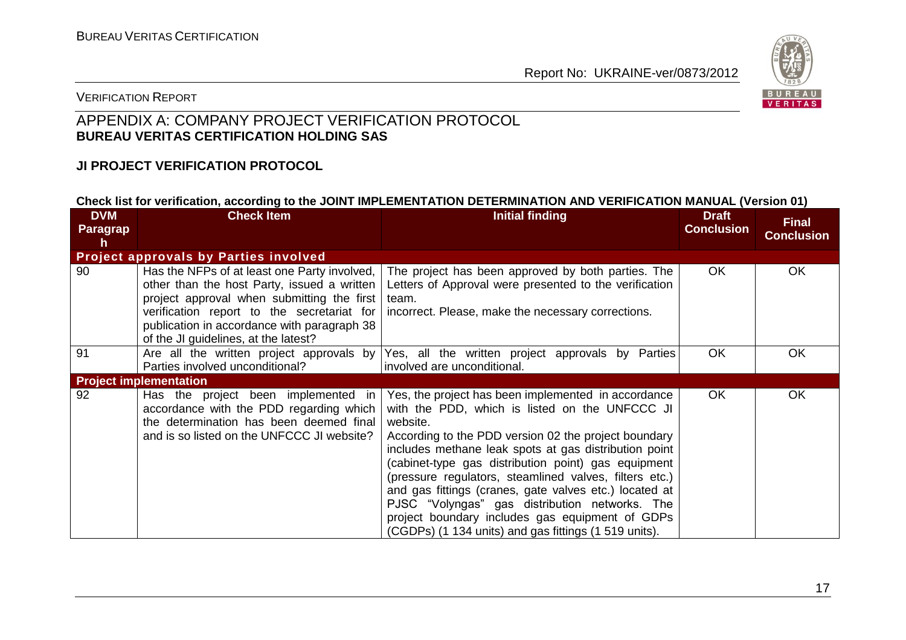## APPENDIX A: COMPANY PROJECT VERIFICATION PROTOCOL
**BUREAU VERITAS CERTIFICATION HOLDING SAS**

**JI PROJECT VERIFICATION PROTOCOL**

**Check list for verification, according to the JOINT IMPLEMENTATION DETERMINATION AND VERIFICATION MANUAL (Version 01)**

| DVM Paragraph | Check Item | Initial finding | Draft Conclusion | Final Conclusion |
|---|---|---|---|---|
| **Project approvals by Parties involved** | | | | |
| 90 | Has the NFPs of at least one Party involved, other than the host Party, issued a written project approval when submitting the first verification report to the secretariat for publication in accordance with paragraph 38 of the JI guidelines, at the latest? | The project has been approved by both parties. The Letters of Approval were presented to the verification team.<br>incorrect. Please, make the necessary corrections. | OK | OK |
| 91 | Are all the written project approvals by Parties involved unconditional? | Yes, all the written project approvals by Parties involved are unconditional. | OK | OK |
| **Project implementation** | | | | |
| 92 | Has the project been implemented in accordance with the PDD regarding which the determination has been deemed final and is so listed on the UNFCCC JI website? | Yes, the project has been implemented in accordance with the PDD, which is listed on the UNFCCC JI website.<br>According to the PDD version 02 the project boundary includes methane leak spots at gas distribution point (cabinet-type gas distribution point) gas equipment (pressure regulators, steamlined valves, filters etc.) and gas fittings (cranes, gate valves etc.) located at PJSC "Volyngas" gas distribution networks. The project boundary includes gas equipment of GDPs (CGDPs) (1 134 units) and gas fittings (1 519 units). | OK | OK |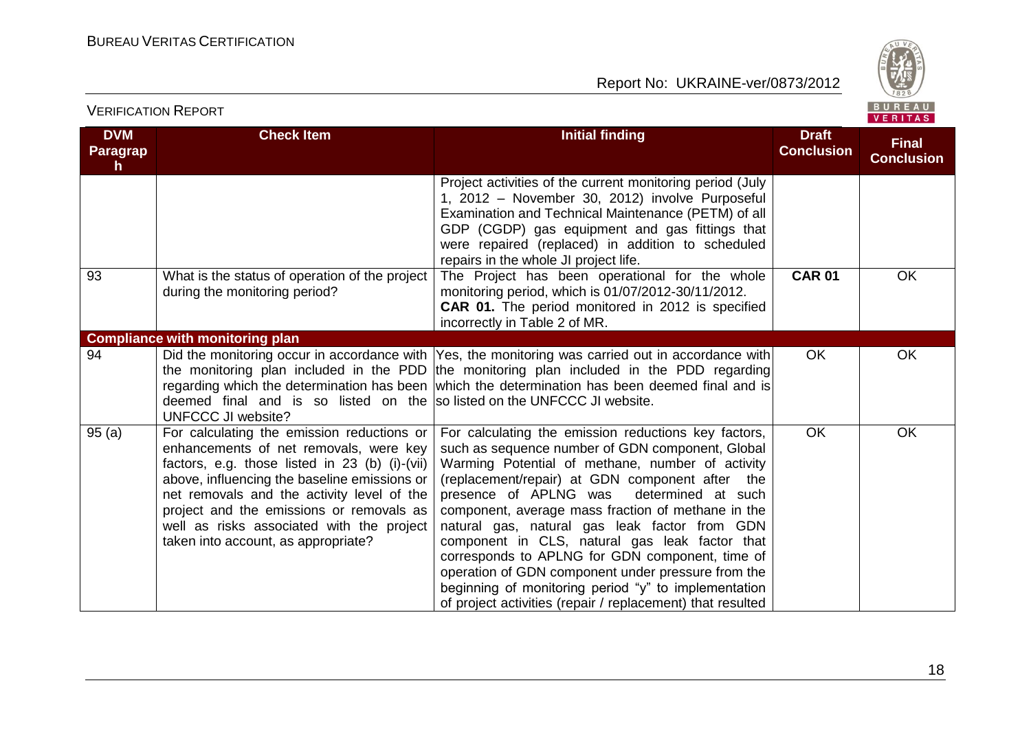| DVM Paragraph | Check Item | Initial finding | Draft Conclusion | Final Conclusion |
|---|---|---|---|---|
| | | Project activities of the current monitoring period (July 1, 2012 – November 30, 2012) involve Purposeful Examination and Technical Maintenance (PETM) of all GDP (CGDP) gas equipment and gas fittings that were repaired (replaced) in addition to scheduled repairs in the whole JI project life. | | |
| 93 | What is the status of operation of the project during the monitoring period? | The Project has been operational for the whole monitoring period, which is 01/07/2012-30/11/2012. **CAR 01.** The period monitored in 2012 is specified incorrectly in Table 2 of MR. | **CAR 01** | OK |
| **Compliance with monitoring plan** | | | | |
| 94 | Did the monitoring occur in accordance with the monitoring plan included in the PDD regarding which the determination has been deemed final and is so listed on the UNFCCC JI website? | Yes, the monitoring was carried out in accordance with the monitoring plan included in the PDD regarding which the determination has been deemed final and is so listed on the UNFCCC JI website. | OK | OK |
| 95 (a) | For calculating the emission reductions or enhancements of net removals, were key factors, e.g. those listed in 23 (b) (i)-(vii) above, influencing the baseline emissions or net removals and the activity level of the project and the emissions or removals as well as risks associated with the project taken into account, as appropriate? | For calculating the emission reductions key factors, such as sequence number of GDN component, Global Warming Potential of methane, number of activity (replacement/repair) at GDN component after the presence of APLNG was determined at such component, average mass fraction of methane in the natural gas, natural gas leak factor from GDN component in CLS, natural gas leak factor that corresponds to APLNG for GDN component, time of operation of GDN component under pressure from the beginning of monitoring period "y" to implementation of project activities (repair / replacement) that resulted | OK | OK |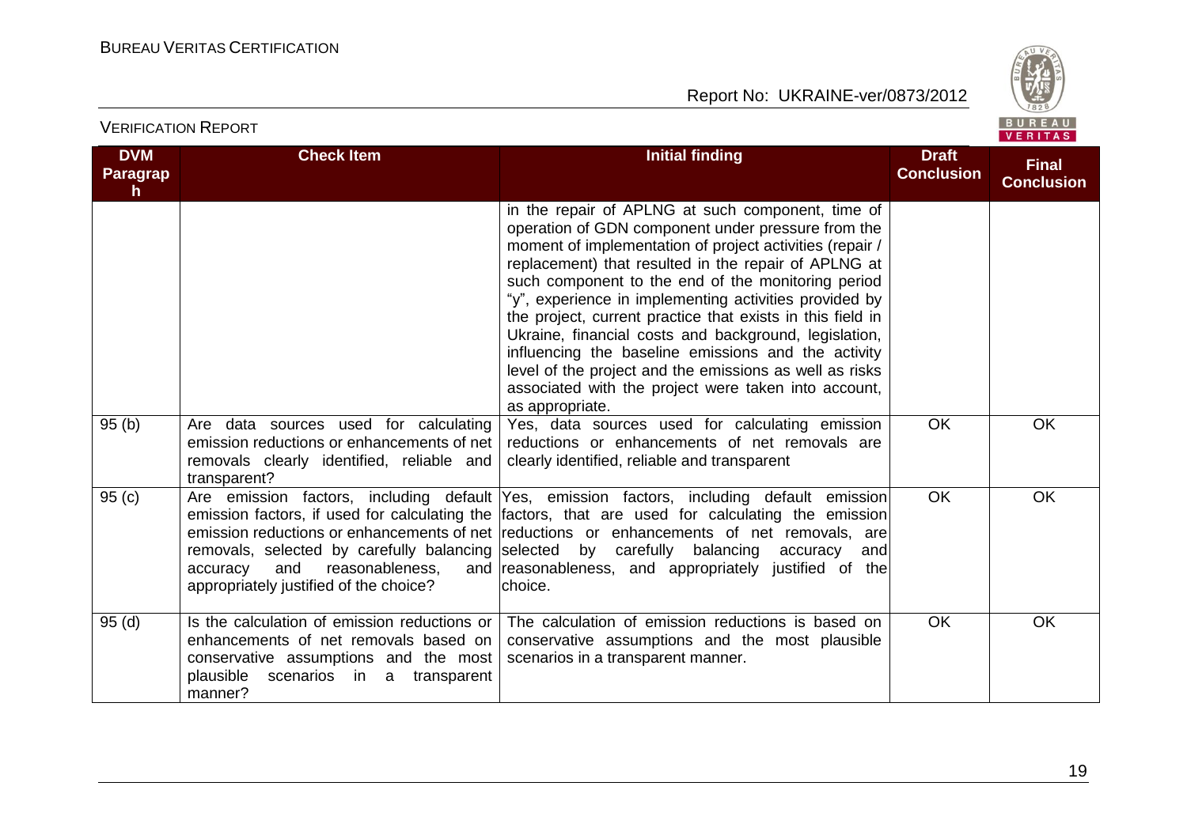| DVM Paragraph | Check Item | Initial finding | Draft Conclusion | Final Conclusion |
|---|---|---|---|---|
| | | in the repair of APLNG at such component, time of operation of GDN component under pressure from the moment of implementation of project activities (repair / replacement) that resulted in the repair of APLNG at such component to the end of the monitoring period "y", experience in implementing activities provided by the project, current practice that exists in this field in Ukraine, financial costs and background, legislation, influencing the baseline emissions and the activity level of the project and the emissions as well as risks associated with the project were taken into account, as appropriate. | | |
| 95 (b) | Are data sources used for calculating emission reductions or enhancements of net removals clearly identified, reliable and transparent? | Yes, data sources used for calculating emission reductions or enhancements of net removals are clearly identified, reliable and transparent | OK | OK |
| 95 (c) | Are emission factors, including default emission factors, if used for calculating the emission reductions or enhancements of net removals, selected by carefully balancing accuracy and reasonableness, and appropriately justified of the choice? | Yes, emission factors, including default emission factors, that are used for calculating the emission reductions or enhancements of net removals, are selected by carefully balancing accuracy and reasonableness, and appropriately justified of the choice. | OK | OK |
| 95 (d) | Is the calculation of emission reductions or enhancements of net removals based on conservative assumptions and the most plausible scenarios in a transparent manner? | The calculation of emission reductions is based on conservative assumptions and the most plausible scenarios in a transparent manner. | OK | OK |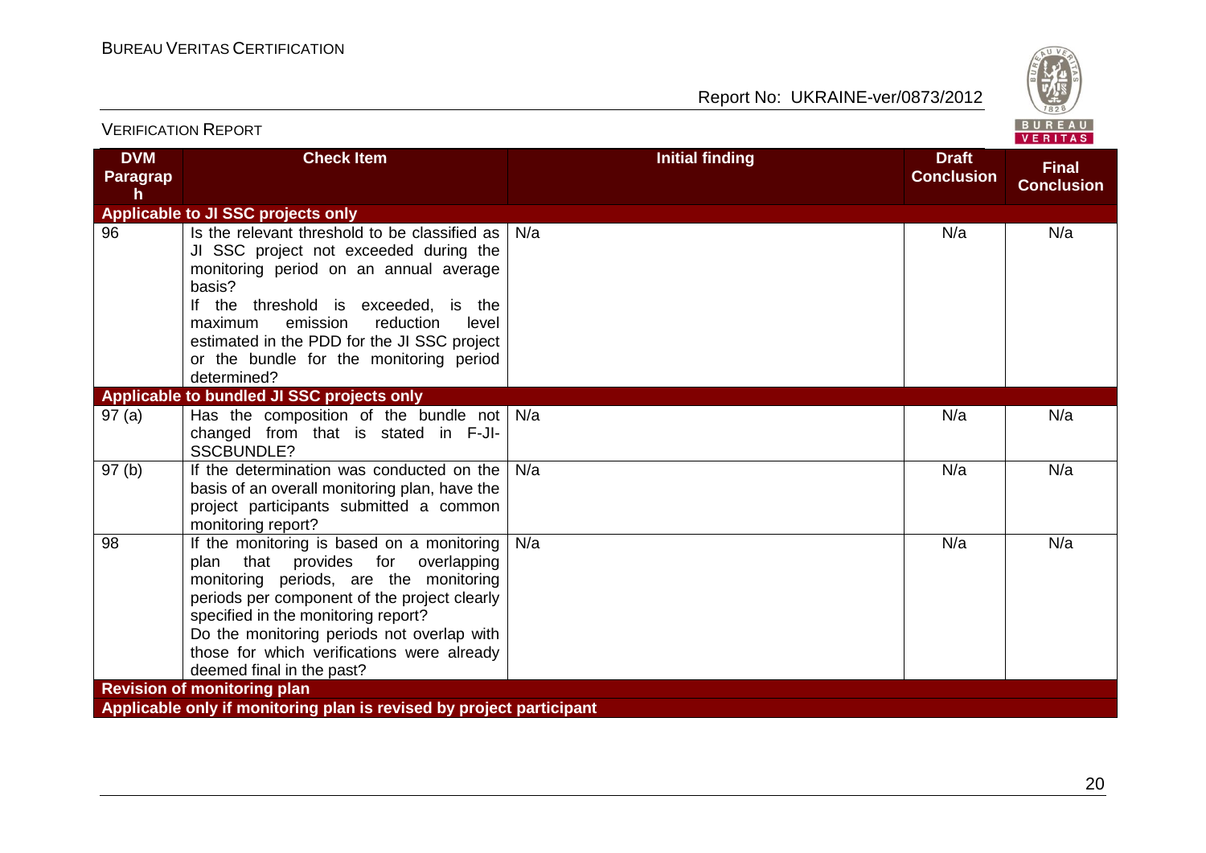| DVM Paragraph | Check Item | Initial finding | Draft Conclusion | Final Conclusion |
|---|---|---|---|---|
| **Applicable to JI SSC projects only** | | | | |
| 96 | Is the relevant threshold to be classified as JI SSC project not exceeded during the monitoring period on an annual average basis?<br>If the threshold is exceeded, is the maximum emission reduction level estimated in the PDD for the JI SSC project or the bundle for the monitoring period determined? | N/a | N/a | N/a |
| **Applicable to bundled JI SSC projects only** | | | | |
| 97 (a) | Has the composition of the bundle not changed from that is stated in F-JI-SSCBUNDLE? | N/a | N/a | N/a |
| 97 (b) | If the determination was conducted on the basis of an overall monitoring plan, have the project participants submitted a common monitoring report? | N/a | N/a | N/a |
| 98 | If the monitoring is based on a monitoring plan that provides for overlapping monitoring periods, are the monitoring periods per component of the project clearly specified in the monitoring report?<br>Do the monitoring periods not overlap with those for which verifications were already deemed final in the past? | N/a | N/a | N/a |
| **Revision of monitoring plan** | | | | |
| **Applicable only if monitoring plan is revised by project participant** | | | | |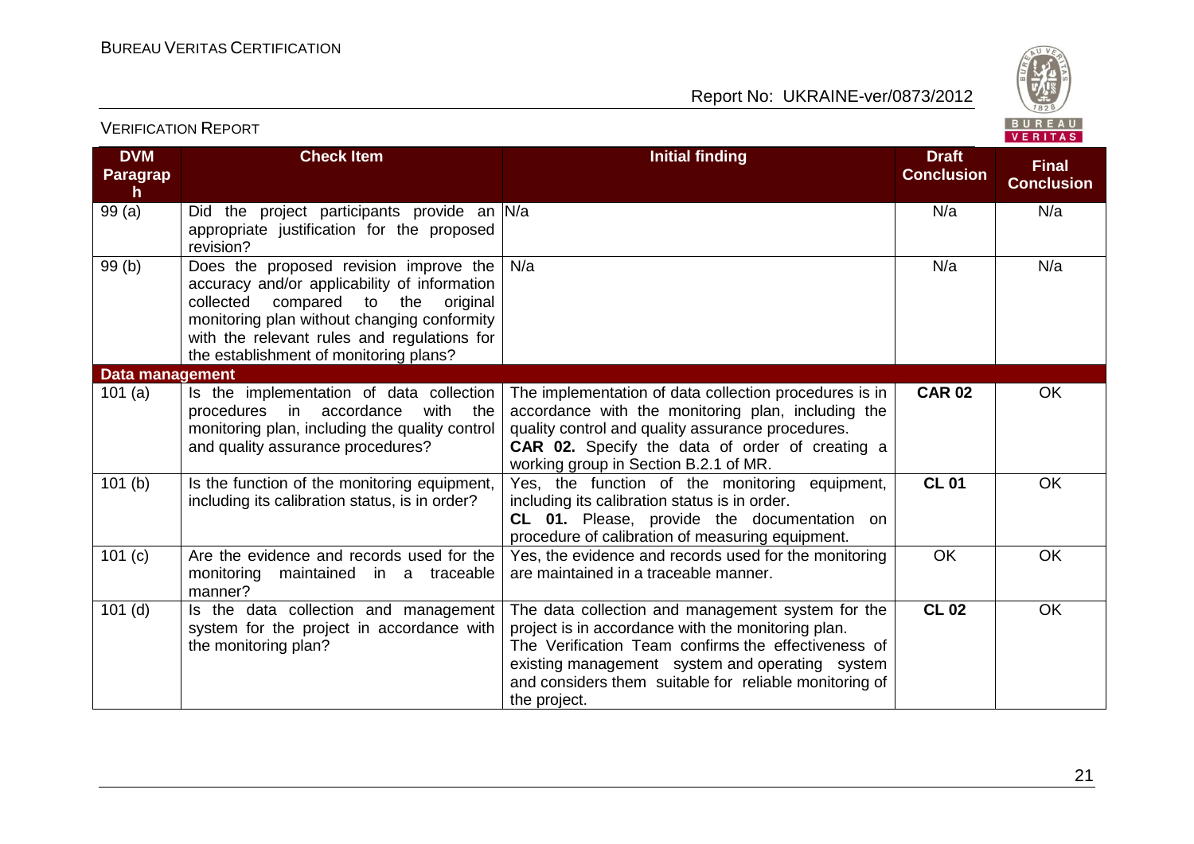| DVM Paragraph | Check Item | Initial finding | Draft Conclusion | Final Conclusion |
|---|---|---|---|---|
| 99 (a) | Did the project participants provide an appropriate justification for the proposed revision? | N/a | N/a | N/a |
| 99 (b) | Does the proposed revision improve the accuracy and/or applicability of information collected compared to the original monitoring plan without changing conformity with the relevant rules and regulations for the establishment of monitoring plans? | N/a | N/a | N/a |
| **Data management** | | | | |
| 101 (a) | Is the implementation of data collection procedures in accordance with the monitoring plan, including the quality control and quality assurance procedures? | The implementation of data collection procedures is in accordance with the monitoring plan, including the quality control and quality assurance procedures. **CAR 02.** Specify the data of order of creating a working group in Section B.2.1 of MR. | **CAR 02** | OK |
| 101 (b) | Is the function of the monitoring equipment, including its calibration status, is in order? | Yes, the function of the monitoring equipment, including its calibration status is in order. **CL 01.** Please, provide the documentation on procedure of calibration of measuring equipment. | **CL 01** | OK |
| 101 (c) | Are the evidence and records used for the monitoring maintained in a traceable manner? | Yes, the evidence and records used for the monitoring are maintained in a traceable manner. | OK | OK |
| 101 (d) | Is the data collection and management system for the project in accordance with the monitoring plan? | The data collection and management system for the project is in accordance with the monitoring plan. The Verification Team confirms the effectiveness of existing management system and operating system and considers them suitable for reliable monitoring of the project. | **CL 02** | OK |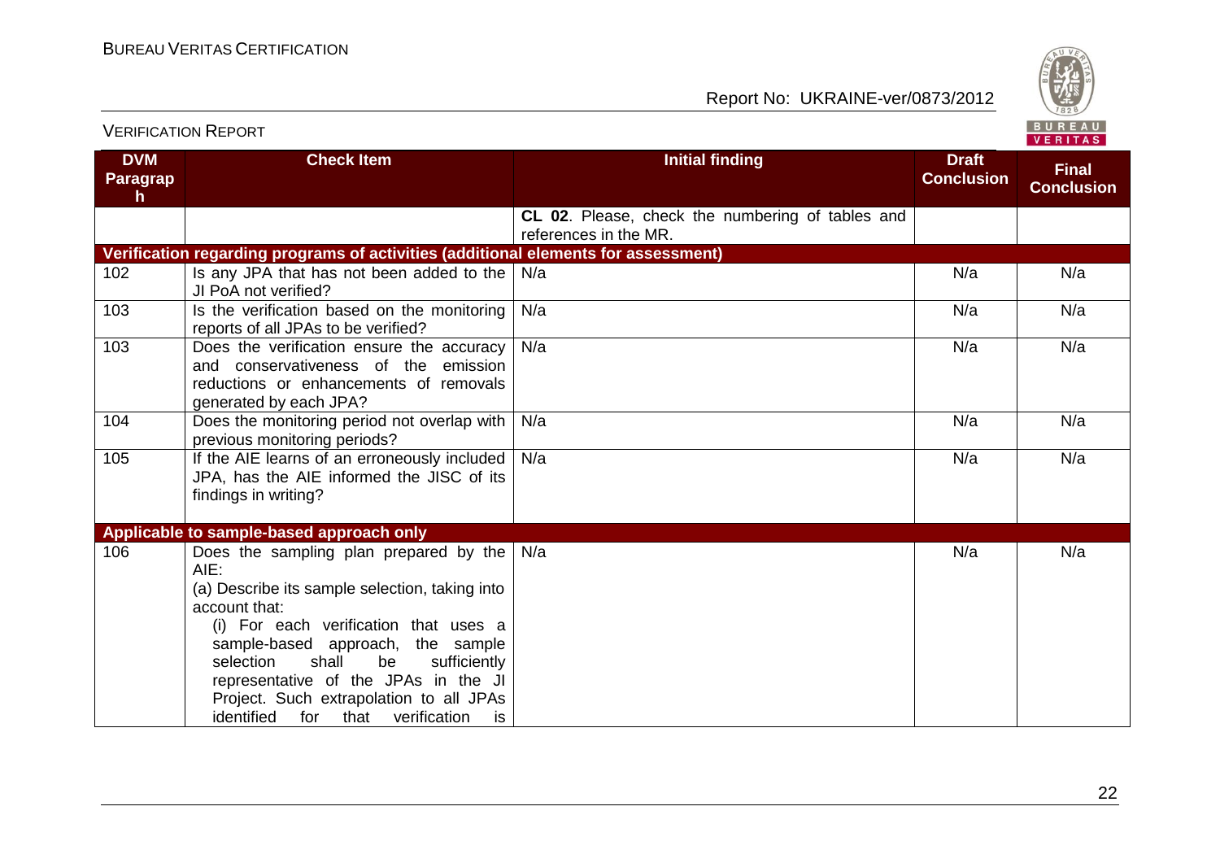| DVM Paragraph | Check Item | Initial finding | Draft Conclusion | Final Conclusion |
|---|---|---|---|---|
| | | **CL 02**. Please, check the numbering of tables and references in the MR. | | |
| **Verification regarding programs of activities (additional elements for assessment)** | | | | |
| 102 | Is any JPA that has not been added to the JI PoA not verified? | N/a | N/a | N/a |
| 103 | Is the verification based on the monitoring reports of all JPAs to be verified? | N/a | N/a | N/a |
| 103 | Does the verification ensure the accuracy and conservativeness of the emission reductions or enhancements of removals generated by each JPA? | N/a | N/a | N/a |
| 104 | Does the monitoring period not overlap with previous monitoring periods? | N/a | N/a | N/a |
| 105 | If the AIE learns of an erroneously included JPA, has the AIE informed the JISC of its findings in writing? | N/a | N/a | N/a |
| **Applicable to sample-based approach only** | | | | |
| 106 | Does the sampling plan prepared by the AIE:<br>(a) Describe its sample selection, taking into account that:<br>(i) For each verification that uses a sample-based approach, the sample selection shall be sufficiently representative of the JPAs in the JI Project. Such extrapolation to all JPAs identified for that verification is | N/a | N/a | N/a |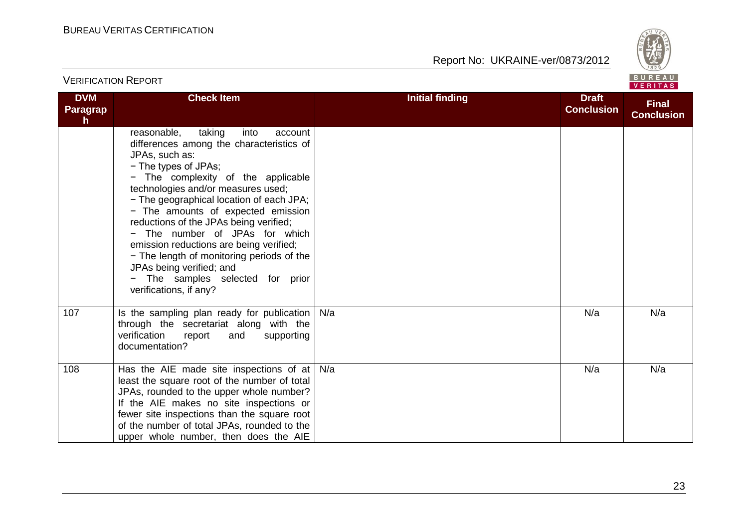| DVM Paragraph | Check Item | Initial finding | Draft Conclusion | Final Conclusion |
|---|---|---|---|---|
| | reasonable, taking into account differences among the characteristics of JPAs, such as:<br>− The types of JPAs;<br>− The complexity of the applicable technologies and/or measures used;<br>− The geographical location of each JPA;<br>− The amounts of expected emission reductions of the JPAs being verified;<br>− The number of JPAs for which emission reductions are being verified;<br>− The length of monitoring periods of the JPAs being verified; and<br>− The samples selected for prior verifications, if any? | | | |
| 107 | Is the sampling plan ready for publication through the secretariat along with the verification report and supporting documentation? | N/a | N/a | N/a |
| 108 | Has the AIE made site inspections of at least the square root of the number of total JPAs, rounded to the upper whole number? If the AIE makes no site inspections or fewer site inspections than the square root of the number of total JPAs, rounded to the upper whole number, then does the AIE | N/a | N/a | N/a |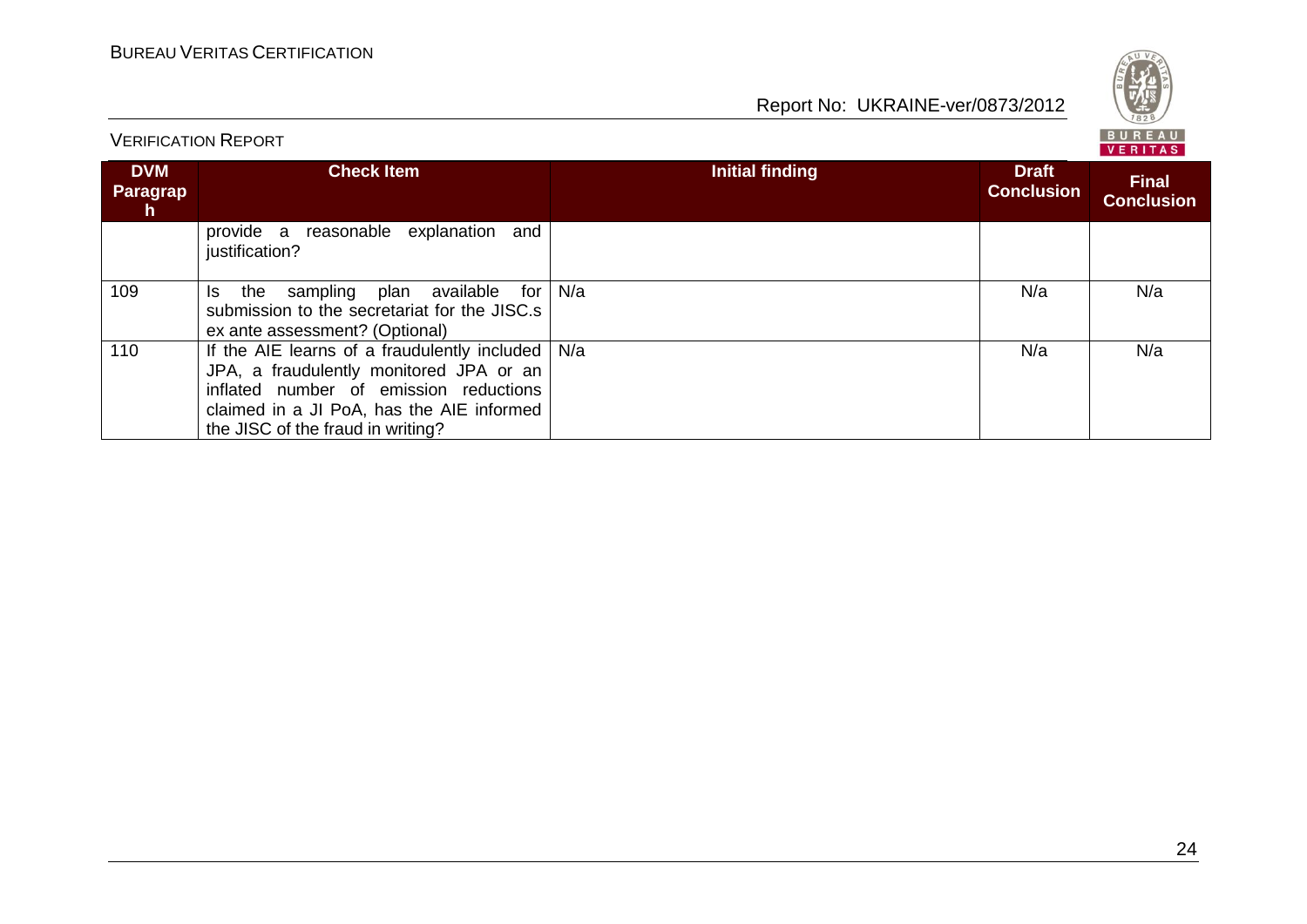| DVM Paragraph | Check Item | Initial finding | Draft Conclusion | Final Conclusion |
|---|---|---|---|---|
| | provide a reasonable explanation and justification? | | | |
| 109 | Is the sampling plan available for submission to the secretariat for the JISC.s ex ante assessment? (Optional) | N/a | N/a | N/a |
| 110 | If the AIE learns of a fraudulently included JPA, a fraudulently monitored JPA or an inflated number of emission reductions claimed in a JI PoA, has the AIE informed the JISC of the fraud in writing? | N/a | N/a | N/a |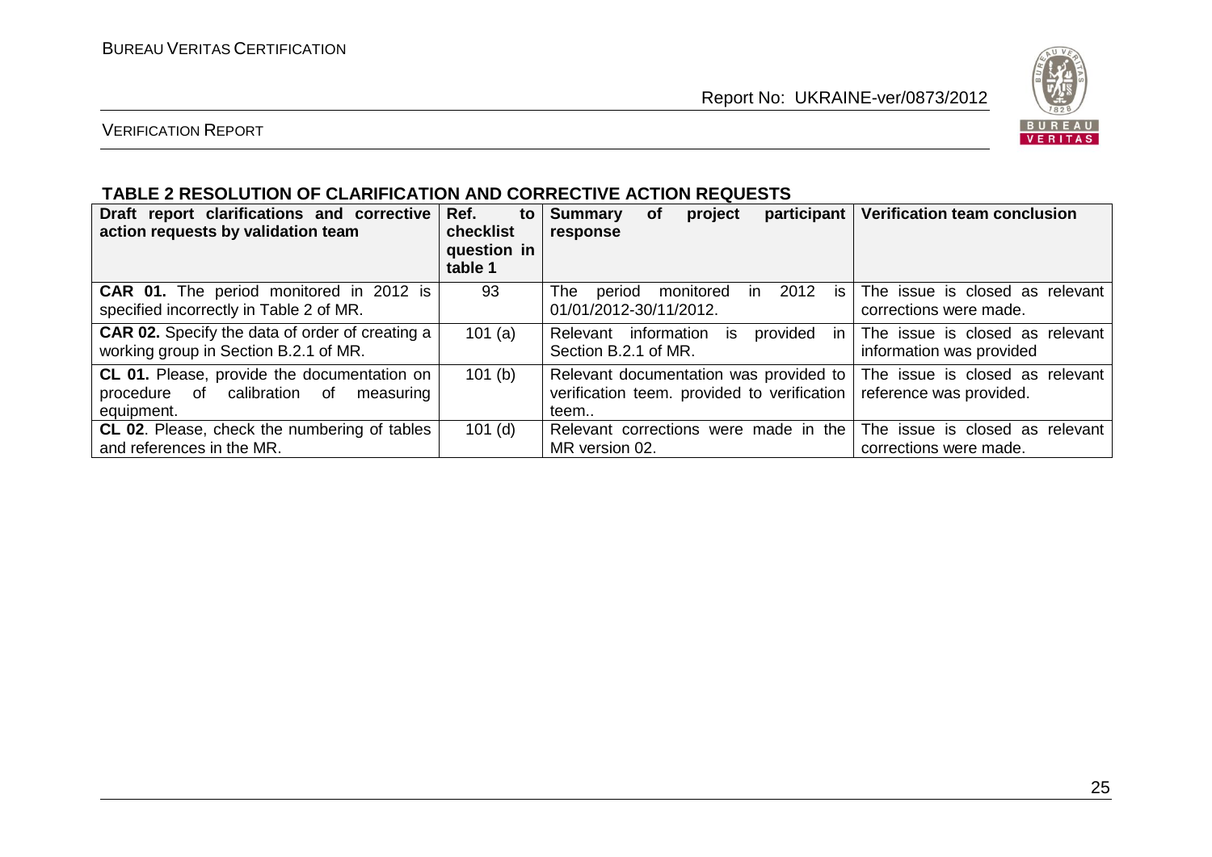**TABLE 2 RESOLUTION OF CLARIFICATION AND CORRECTIVE ACTION REQUESTS**

| Draft report clarifications and corrective action requests by validation team | Ref. to checklist question in table 1 | Summary of project participant response | Verification team conclusion |
|---|---|---|---|
| **CAR 01.** The period monitored in 2012 is specified incorrectly in Table 2 of MR. | 93 | The period monitored in 2012 is 01/01/2012-30/11/2012. | The issue is closed as relevant corrections were made. |
| **CAR 02.** Specify the data of order of creating a working group in Section B.2.1 of MR. | 101 (a) | Relevant information is provided in Section B.2.1 of MR. | The issue is closed as relevant information was provided |
| **CL 01.** Please, provide the documentation on procedure of calibration of measuring equipment. | 101 (b) | Relevant documentation was provided to verification teem. provided to verification teem.. | The issue is closed as relevant reference was provided. |
| **CL 02**. Please, check the numbering of tables and references in the MR. | 101 (d) | Relevant corrections were made in the MR version 02. | The issue is closed as relevant corrections were made. |